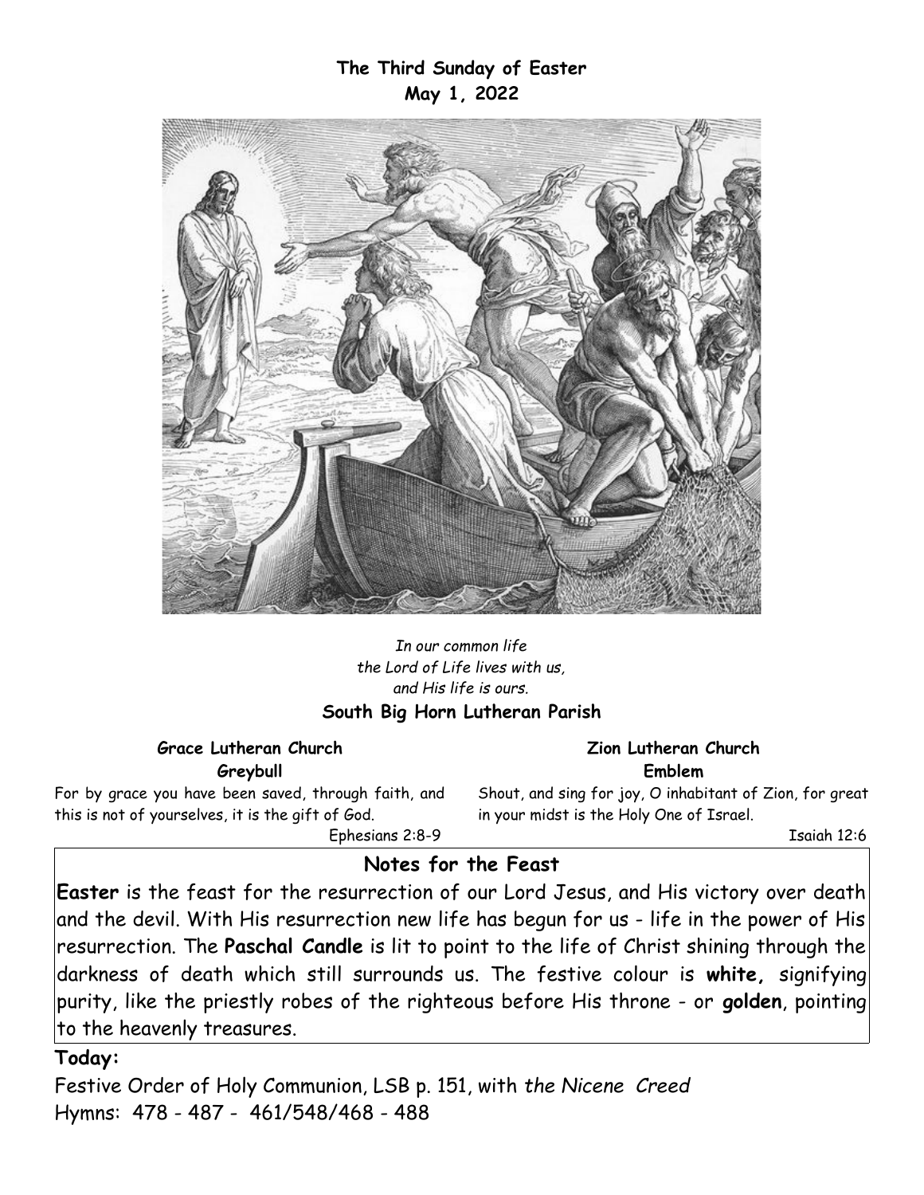**The Third Sunday of Easter**
**May 1, 2022**

*In our common life*
*the Lord of Life lives with us,*
*and His life is ours.*

**South Big Horn Lutheran Parish**

**Grace Lutheran Church**
**Greybull**

For by grace you have been saved, through faith, and this is not of yourselves, it is the gift of God.

Ephesians 2:8-9

**Zion Lutheran Church**
**Emblem**

Shout, and sing for joy, O inhabitant of Zion, for great in your midst is the Holy One of Israel.

Isaiah 12:6

## Notes for the Feast

**Easter** is the feast for the resurrection of our Lord Jesus, and His victory over death and the devil. With His resurrection new life has begun for us - life in the power of His resurrection. The **Paschal Candle** is lit to point to the life of Christ shining through the darkness of death which still surrounds us. The festive colour is **white,** signifying purity, like the priestly robes of the righteous before His throne - or **golden**, pointing to the heavenly treasures.

**Today:**

Festive Order of Holy Communion, LSB p. 151, with *the Nicene Creed*
Hymns: 478 - 487 - 461/548/468 - 488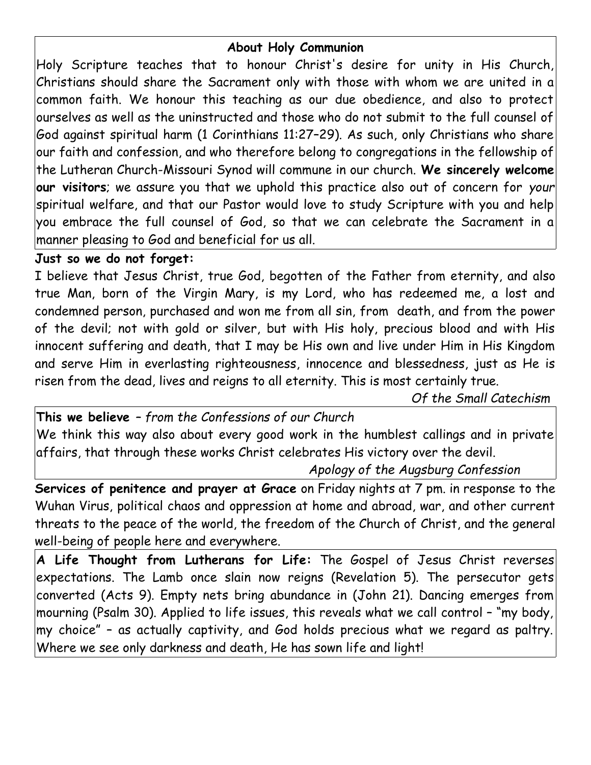## About Holy Communion

Holy Scripture teaches that to honour Christ's desire for unity in His Church, Christians should share the Sacrament only with those with whom we are united in a common faith. We honour this teaching as our due obedience, and also to protect ourselves as well as the uninstructed and those who do not submit to the full counsel of God against spiritual harm (1 Corinthians 11:27–29). As such, only Christians who share our faith and confession, and who therefore belong to congregations in the fellowship of the Lutheran Church-Missouri Synod will commune in our church. **We sincerely welcome our visitors**; we assure you that we uphold this practice also out of concern for *your* spiritual welfare, and that our Pastor would love to study Scripture with you and help you embrace the full counsel of God, so that we can celebrate the Sacrament in a manner pleasing to God and beneficial for us all.

**Just so we do not forget:**

I believe that Jesus Christ, true God, begotten of the Father from eternity, and also true Man, born of the Virgin Mary, is my Lord, who has redeemed me, a lost and condemned person, purchased and won me from all sin, from death, and from the power of the devil; not with gold or silver, but with His holy, precious blood and with His innocent suffering and death, that I may be His own and live under Him in His Kingdom and serve Him in everlasting righteousness, innocence and blessedness, just as He is risen from the dead, lives and reigns to all eternity. This is most certainly true.

*Of the Small Catechism*

**This we believe** – *from the Confessions of our Church*

We think this way also about every good work in the humblest callings and in private affairs, that through these works Christ celebrates His victory over the devil.

*Apology of the Augsburg Confession*

**Services of penitence and prayer at Grace** on Friday nights at 7 pm. in response to the Wuhan Virus, political chaos and oppression at home and abroad, war, and other current threats to the peace of the world, the freedom of the Church of Christ, and the general well-being of people here and everywhere.

**A Life Thought from Lutherans for Life:** The Gospel of Jesus Christ reverses expectations. The Lamb once slain now reigns (Revelation 5). The persecutor gets converted (Acts 9). Empty nets bring abundance in (John 21). Dancing emerges from mourning (Psalm 30). Applied to life issues, this reveals what we call control – "my body, my choice" – as actually captivity, and God holds precious what we regard as paltry. Where we see only darkness and death, He has sown life and light!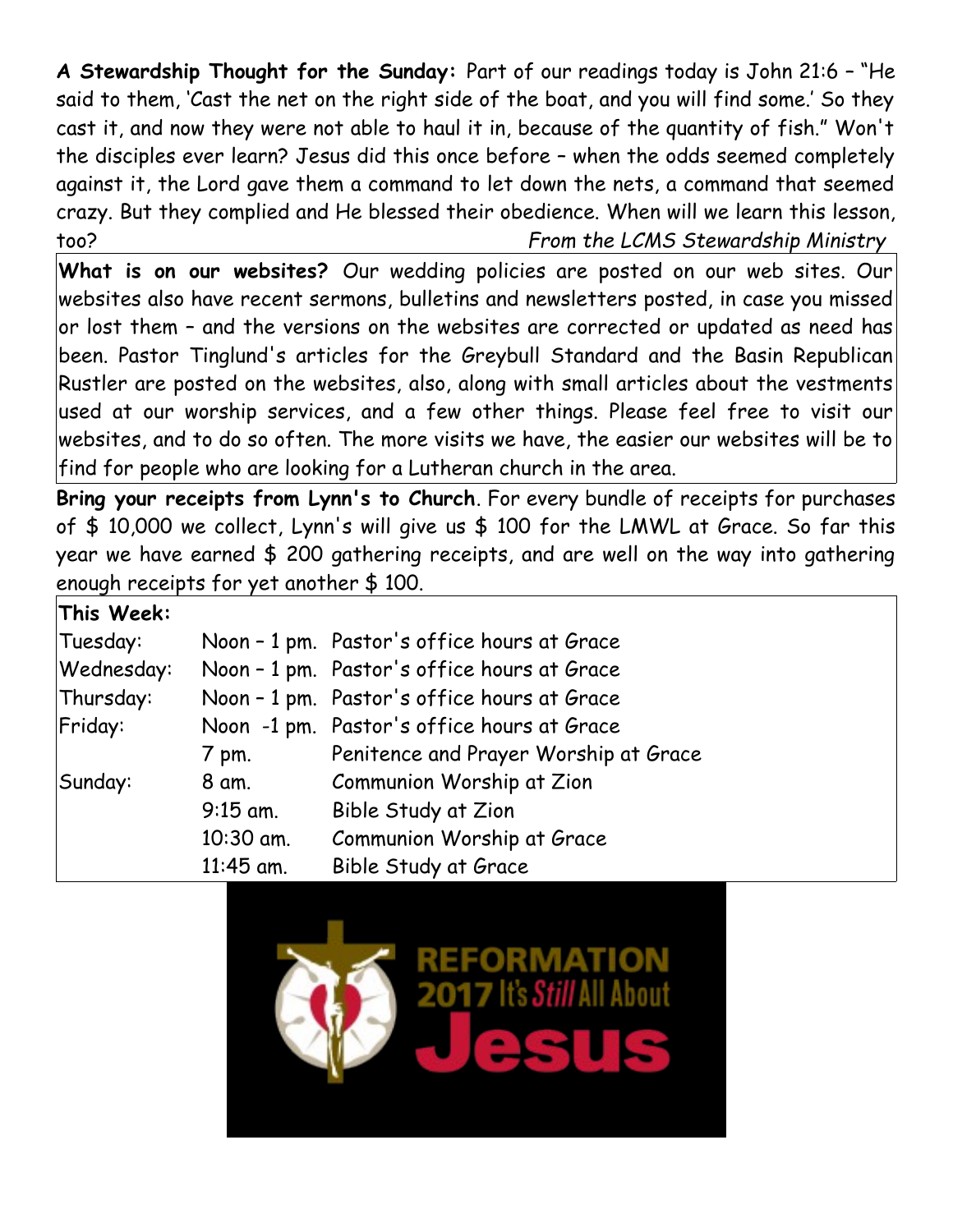**A Stewardship Thought for the Sunday:** Part of our readings today is John 21:6 – "He said to them, 'Cast the net on the right side of the boat, and you will find some.' So they cast it, and now they were not able to haul it in, because of the quantity of fish." Won't the disciples ever learn? Jesus did this once before – when the odds seemed completely against it, the Lord gave them a command to let down the nets, a command that seemed crazy. But they complied and He blessed their obedience. When will we learn this lesson, too? *From the LCMS Stewardship Ministry*

**What is on our websites?** Our wedding policies are posted on our web sites. Our websites also have recent sermons, bulletins and newsletters posted, in case you missed or lost them – and the versions on the websites are corrected or updated as need has been. Pastor Tinglund's articles for the Greybull Standard and the Basin Republican Rustler are posted on the websites, also, along with small articles about the vestments used at our worship services, and a few other things. Please feel free to visit our websites, and to do so often. The more visits we have, the easier our websites will be to find for people who are looking for a Lutheran church in the area.

**Bring your receipts from Lynn's to Church**. For every bundle of receipts for purchases of $ 10,000 we collect, Lynn's will give us $ 100 for the LMWL at Grace. So far this year we have earned $ 200 gathering receipts, and are well on the way into gathering enough receipts for yet another $ 100.

**This Week:**

| | | |
|---|---|---|
| Tuesday: | Noon – 1 pm. | Pastor's office hours at Grace |
| Wednesday: | Noon – 1 pm. | Pastor's office hours at Grace |
| Thursday: | Noon – 1 pm. | Pastor's office hours at Grace |
| Friday: | Noon -1 pm. | Pastor's office hours at Grace |
| | 7 pm. | Penitence and Prayer Worship at Grace |
| Sunday: | 8 am. | Communion Worship at Zion |
| | 9:15 am. | Bible Study at Zion |
| | 10:30 am. | Communion Worship at Grace |
| | 11:45 am. | Bible Study at Grace |

REFORMATION 2017 It's *Still* All About Jesus